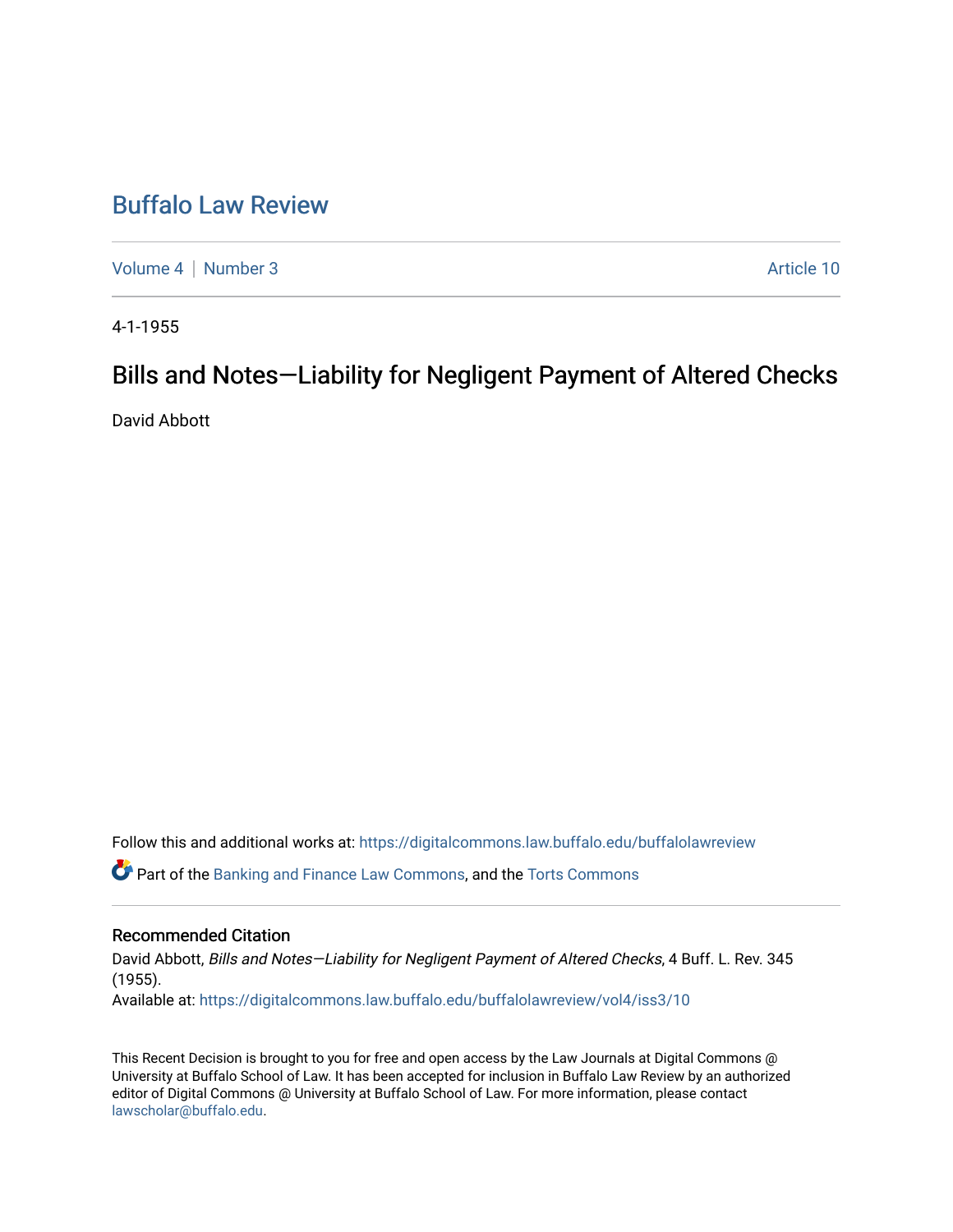# Buffalo Law Review

Volume 4 | Number 3 | Article 10

4-1-1955

## Bills and Notes—Liability for Negligent Payment of Altered Checks

David Abbott

Follow this and additional works at: https://digitalcommons.law.buffalo.edu/buffalolawreview

Part of the Banking and Finance Law Commons, and the Torts Commons

### Recommended Citation

David Abbott, *Bills and Notes—Liability for Negligent Payment of Altered Checks*, 4 Buff. L. Rev. 345 (1955).

Available at: https://digitalcommons.law.buffalo.edu/buffalolawreview/vol4/iss3/10

This Recent Decision is brought to you for free and open access by the Law Journals at Digital Commons @ University at Buffalo School of Law. It has been accepted for inclusion in Buffalo Law Review by an authorized editor of Digital Commons @ University at Buffalo School of Law. For more information, please contact lawscholar@buffalo.edu.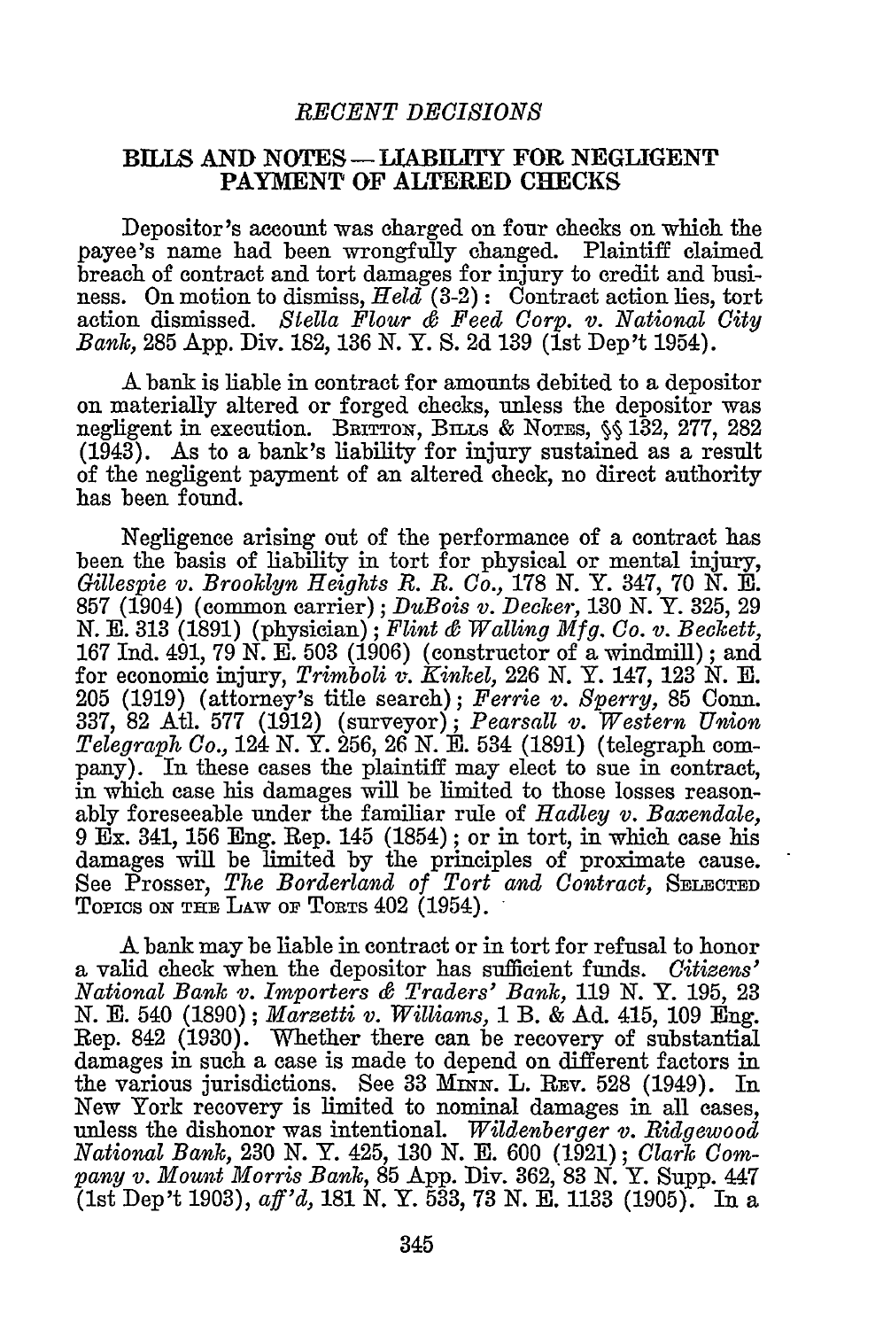## RECENT DECISIONS

### BILLS AND NOTES — LIABILITY FOR NEGLIGENT PAYMENT OF ALTERED CHECKS

Depositor's account was charged on four checks on which the payee's name had been wrongfully changed. Plaintiff claimed breach of contract and tort damages for injury to credit and business. On motion to dismiss, *Held* (3-2): Contract action lies, tort action dismissed. *Stella Flour & Feed Corp. v. National City Bank*, 285 App. Div. 182, 136 N. Y. S. 2d 139 (1st Dep't 1954).

A bank is liable in contract for amounts debited to a depositor on materially altered or forged checks, unless the depositor was negligent in execution. BRITTON, BILLS & NOTES, §§ 132, 277, 282 (1943). As to a bank's liability for injury sustained as a result of the negligent payment of an altered check, no direct authority has been found.

Negligence arising out of the performance of a contract has been the basis of liability in tort for physical or mental injury, *Gillespie v. Brooklyn Heights R. R. Co.*, 178 N. Y. 347, 70 N. E. 857 (1904) (common carrier); *DuBois v. Decker*, 130 N. Y. 325, 29 N. E. 313 (1891) (physician); *Flint & Walling Mfg. Co. v. Beckett*, 167 Ind. 491, 79 N. E. 503 (1906) (constructor of a windmill); and for economic injury, *Trimboli v. Kinkel*, 226 N. Y. 147, 123 N. E. 205 (1919) (attorney's title search); *Ferrie v. Sperry*, 85 Conn. 337, 82 Atl. 577 (1912) (surveyor); *Pearsall v. Western Union Telegraph Co.*, 124 N. Y. 256, 26 N. E. 534 (1891) (telegraph company). In these cases the plaintiff may elect to sue in contract, in which case his damages will be limited to those losses reasonably foreseeable under the familiar rule of *Hadley v. Baxendale*, 9 Ex. 341, 156 Eng. Rep. 145 (1854); or in tort, in which case his damages will be limited by the principles of proximate cause. See Prosser, *The Borderland of Tort and Contract*, SELECTED TOPICS ON THE LAW OF TORTS 402 (1954).

A bank may be liable in contract or in tort for refusal to honor a valid check when the depositor has sufficient funds. *Citizens' National Bank v. Importers & Traders' Bank*, 119 N. Y. 195, 23 N. E. 540 (1890); *Marzetti v. Williams*, 1 B. & Ad. 415, 109 Eng. Rep. 842 (1930). Whether there can be recovery of substantial damages in such a case is made to depend on different factors in the various jurisdictions. See 33 MINN. L. REV. 528 (1949). In New York recovery is limited to nominal damages in all cases, unless the dishonor was intentional. *Wildenberger v. Ridgewood National Bank*, 230 N. Y. 425, 130 N. E. 600 (1921); *Clark Company v. Mount Morris Bank*, 85 App. Div. 362, 83 N. Y. Supp. 447 (1st Dep't 1903), *aff'd*, 181 N. Y. 533, 73 N. E. 1133 (1905). In a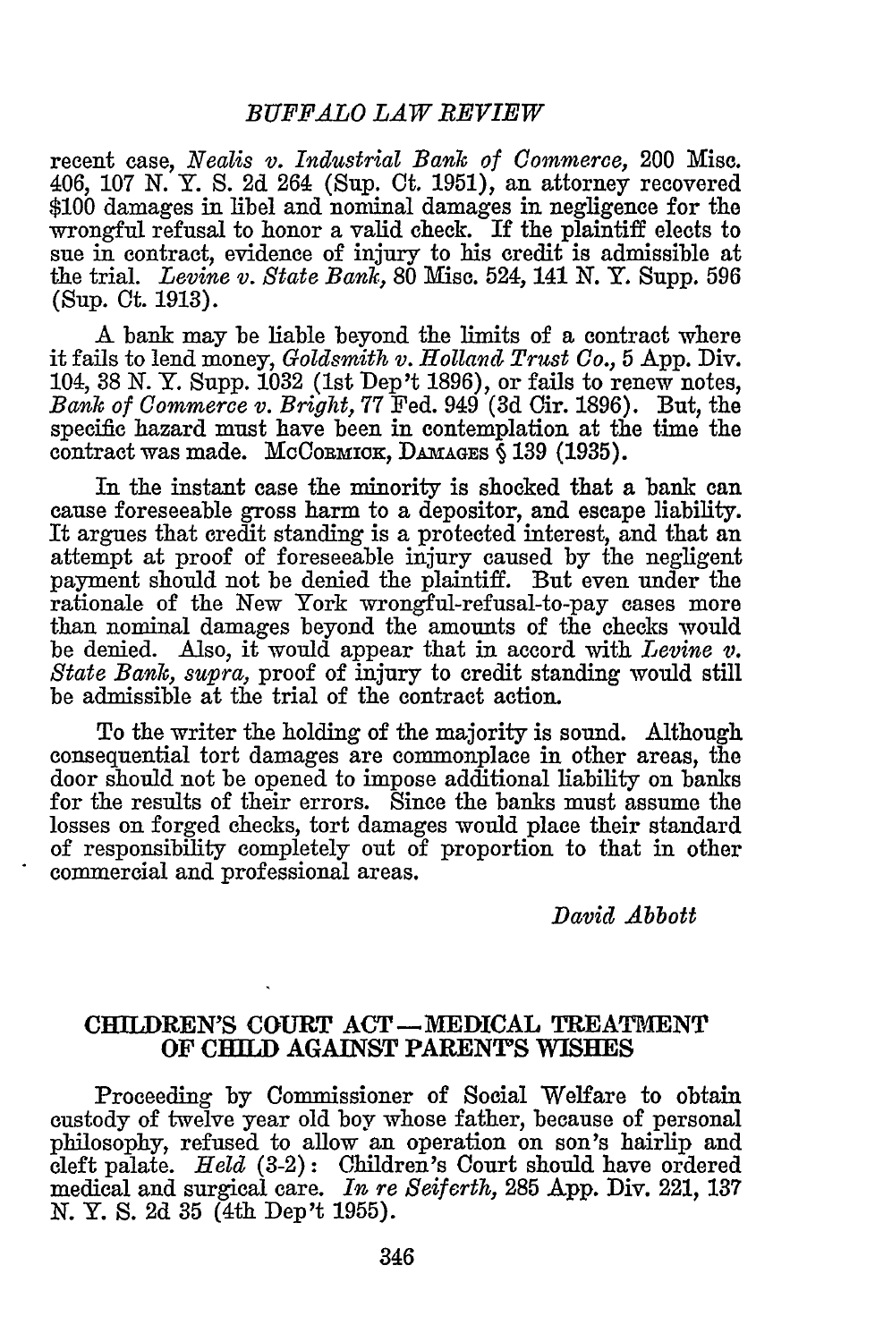recent case, *Nealis v. Industrial Bank of Commerce*, 200 Misc. 406, 107 N. Y. S. 2d 264 (Sup. Ct. 1951), an attorney recovered $100 damages in libel and nominal damages in negligence for the wrongful refusal to honor a valid check. If the plaintiff elects to sue in contract, evidence of injury to his credit is admissible at the trial. *Levine v. State Bank*, 80 Misc. 524, 141 N. Y. Supp. 596 (Sup. Ct. 1913).

A bank may be liable beyond the limits of a contract where it fails to lend money, *Goldsmith v. Holland Trust Co.*, 5 App. Div. 104, 38 N. Y. Supp. 1032 (1st Dep't 1896), or fails to renew notes, *Bank of Commerce v. Bright*, 77 Fed. 949 (3d Cir. 1896). But, the specific hazard must have been in contemplation at the time the contract was made. McCORMICK, DAMAGES § 139 (1935).

In the instant case the minority is shocked that a bank can cause foreseeable gross harm to a depositor, and escape liability. It argues that credit standing is a protected interest, and that an attempt at proof of foreseeable injury caused by the negligent payment should not be denied the plaintiff. But even under the rationale of the New York wrongful-refusal-to-pay cases more than nominal damages beyond the amounts of the checks would be denied. Also, it would appear that in accord with *Levine v. State Bank, supra*, proof of injury to credit standing would still be admissible at the trial of the contract action.

To the writer the holding of the majority is sound. Although consequential tort damages are commonplace in other areas, the door should not be opened to impose additional liability on banks for the results of their errors. Since the banks must assume the losses on forged checks, tort damages would place their standard of responsibility completely out of proportion to that in other commercial and professional areas.

*David Abbott*

## CHILDREN'S COURT ACT—MEDICAL TREATMENT OF CHILD AGAINST PARENT'S WISHES

Proceeding by Commissioner of Social Welfare to obtain custody of twelve year old boy whose father, because of personal philosophy, refused to allow an operation on son's hairlip and cleft palate. *Held* (3-2): Children's Court should have ordered medical and surgical care. *In re Seiferth*, 285 App. Div. 221, 137 N. Y. S. 2d 35 (4th Dep't 1955).